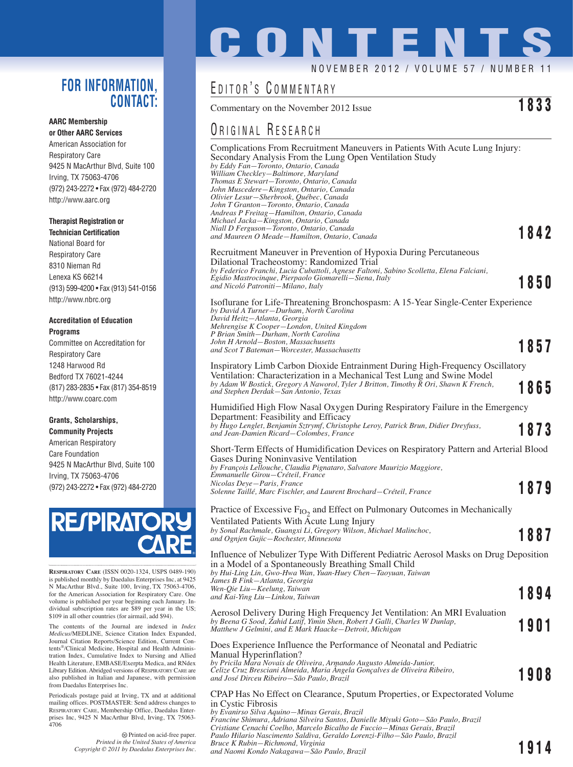# CONTENTS

NOVEMBER 2012 / VOLUME 57 / NUMBER 11

## EDITOR'S COMMENTARY

Commentary on the November 2012 Issue **1833**

## ORIGINAL RESEARCH

Complications From Recruitment Maneuvers in Patients With Acute Lung Injury: Secondary Analysis From the Lung Open Ventilation Study
*by Eddy Fan—Toronto, Ontario, Canada*
*William Checkley—Baltimore, Maryland*
*Thomas E Stewart—Toronto, Ontario, Canada*
*John Muscedere—Kingston, Ontario, Canada*
*Olivier Lesur—Sherbrook, Québec, Canada*
*John T Granton—Toronto, Ontario, Canada*
*Andreas P Freitag—Hamilton, Ontario, Canada*
*Michael Jacka—Kingston, Ontario, Canada*
*Niall D Ferguson—Toronto, Ontario, Canada*
*and Maureen O Meade—Hamilton, Ontario, Canada* **1842**

Recruitment Maneuver in Prevention of Hypoxia During Percutaneous Dilational Tracheostomy: Randomized Trial
*by Federico Franchi, Lucia Cubattoli, Agnese Faltoni, Sabino Scolletta, Elena Falciani, Egidio Mastrocinque, Pierpaolo Giomarelli—Siena, Italy*
*and Nicoló Patroniti—Milano, Italy* **1850**

Isoflurane for Life-Threatening Bronchospasm: A 15-Year Single-Center Experience
*by David A Turner—Durham, North Carolina*
*David Heitz—Atlanta, Georgia*
*Mehrengise K Cooper—London, United Kingdom*
*P Brian Smith—Durham, North Carolina*
*John H Arnold—Boston, Massachusetts*
*and Scot T Bateman—Worcester, Massachusetts* **1857**

Inspiratory Limb Carbon Dioxide Entrainment During High-Frequency Oscillatory Ventilation: Characterization in a Mechanical Test Lung and Swine Model
*by Adam W Bostick, Gregory A Naworol, Tyler J Britton, Timothy R Ori, Shawn K French, and Stephen Derdak—San Antonio, Texas* **1865**

Humidified High Flow Nasal Oxygen During Respiratory Failure in the Emergency Department: Feasibility and Efficacy
*by Hugo Lenglet, Benjamin Sztrymf, Christophe Leroy, Patrick Brun, Didier Dreyfuss, and Jean-Damien Ricard—Colombes, France* **1873**

Short-Term Effects of Humidification Devices on Respiratory Pattern and Arterial Blood Gases During Noninvasive Ventilation
*by François Lellouche, Claudia Pignataro, Salvatore Maurizio Maggiore, Emmanuelle Girou—Créteil, France*
*Nicolas Deye—Paris, France*
*Solenne Taillé, Marc Fischler, and Laurent Brochard—Créteil, France* **1879**

Practice of Excessive $F_{IO_2}$ and Effect on Pulmonary Outcomes in Mechanically Ventilated Patients With Acute Lung Injury
*by Sonal Rachmale, Guangxi Li, Gregory Wilson, Michael Malinchoc, and Ognjen Gajic—Rochester, Minnesota* **1887**

Influence of Nebulizer Type With Different Pediatric Aerosol Masks on Drug Deposition in a Model of a Spontaneously Breathing Small Child
*by Hui-Ling Lin, Gwo-Hwa Wan, Yuan-Huey Chen—Taoyuan, Taiwan*
*James B Fink—Atlanta, Georgia*
*Wen-Qie Liu—Keelung, Taiwan*
*and Kai-Ying Liu—Linkou, Taiwan* **1894**

Aerosol Delivery During High Frequency Jet Ventilation: An MRI Evaluation
*by Beena G Sood, Zahid Latif, Yimin Shen, Robert J Galli, Charles W Dunlap, Matthew J Gelmini, and E Mark Haacke—Detroit, Michigan* **1901**

Does Experience Influence the Performance of Neonatal and Pediatric Manual Hyperinflation?
*by Pricila Mara Novais de Oliveira, Armando Augusto Almeida-Junior, Celize Cruz Bresciani Almeida, Maria Ângela Gonçalves de Oliveira Ribeiro, and José Dirceu Ribeiro—São Paulo, Brazil* **1908**

CPAP Has No Effect on Clearance, Sputum Properties, or Expectorated Volume in Cystic Fibrosis
*by Evanirso Silva Aquino—Minas Gerais, Brazil*
*Francine Shimura, Adriana Silveira Santos, Danielle Miyuki Goto—São Paulo, Brazil*
*Cristiane Cenachi Coelho, Marcelo Bicalho de Fuccio—Minas Gerais, Brazil*
*Paulo Hilario Nascimento Saldiva, Geraldo Lorenzi-Filho—São Paulo, Brazil*
*Bruce K Rubin—Richmond, Virginia*
*and Naomi Kondo Nakagawa—São Paulo, Brazil* **1914**

## FOR INFORMATION, CONTACT:

**AARC Membership or Other AARC Services**
American Association for Respiratory Care
9425 N MacArthur Blvd, Suite 100
Irving, TX 75063-4706
(972) 243-2272 • Fax (972) 484-2720
http://www.aarc.org

**Therapist Registration or Technician Certification**
National Board for Respiratory Care
8310 Nieman Rd
Lenexa KS 66214
(913) 599-4200 • Fax (913) 541-0156
http://www.nbrc.org

**Accreditation of Education Programs**
Committee on Accreditation for Respiratory Care
1248 Harwood Rd
Bedford TX 76021-4244
(817) 283-2835 • Fax (817) 354-8519
http://www.coarc.com

**Grants, Scholarships, Community Projects**
American Respiratory Care Foundation
9425 N MacArthur Blvd, Suite 100
Irving, TX 75063-4706
(972) 243-2272 • Fax (972) 484-2720

RESPIRATORY CARE

RESPIRATORY CARE (ISSN 0020-1324, USPS 0489-190) is published monthly by Daedalus Enterprises Inc, at 9425 N MacArthur Blvd., Suite 100, Irving, TX 75063-4706, for the American Association for Respiratory Care. One volume is published per year beginning each January. Individual subscription rates are $89 per year in the US; $109 in all other countries (for airmail, add $94).

The contents of the Journal are indexed in *Index Medicus*/MEDLINE, Science Citation Index Expanded, Journal Citation Reports/Science Edition, Current Contents®/Clinical Medicine, Hospital and Health Administration Index, Cumulative Index to Nursing and Allied Health Literature, EMBASE/Exerpta Medica, and RNdex Library Edition. Abridged versions of RESPIRATORY CARE are also published in Italian and Japanese, with permission from Daedalus Enterprises Inc.

Periodicals postage paid at Irving, TX and at additional mailing offices. POSTMASTER: Send address changes to RESPIRATORY CARE, Membership Office, Daedalus Enterprises Inc, 9425 N MacArthur Blvd, Irving, TX 75063-4706

Printed on acid-free paper.
*Printed in the United States of America*
*Copyright © 2011 by Daedalus Enterprises Inc.*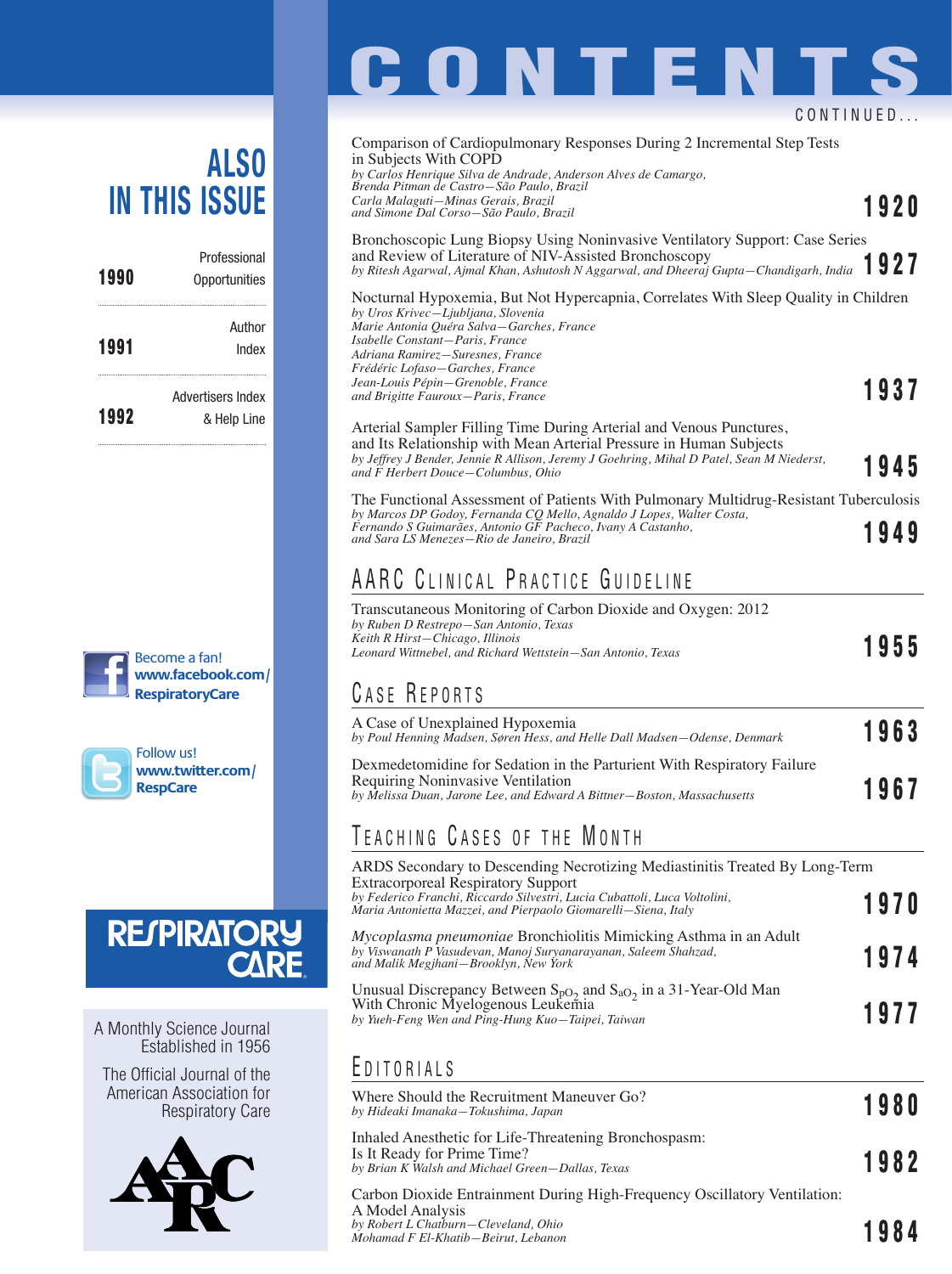# CONTENTS

CONTINUED...

Comparison of Cardiopulmonary Responses During 2 Incremental Step Tests in Subjects With COPD
*by Carlos Henrique Silva de Andrade, Anderson Alves de Camargo, Brenda Pitman de Castro—São Paulo, Brazil*
*Carla Malaguti—Minas Gerais, Brazil*
*and Simone Dal Corso—São Paulo, Brazil*
**1920**

Bronchoscopic Lung Biopsy Using Noninvasive Ventilatory Support: Case Series and Review of Literature of NIV-Assisted Bronchoscopy
*by Ritesh Agarwal, Ajmal Khan, Ashutosh N Aggarwal, and Dheeraj Gupta—Chandigarh, India*
**1927**

Nocturnal Hypoxemia, But Not Hypercapnia, Correlates With Sleep Quality in Children
*by Uros Krivec—Ljubljana, Slovenia*
*Marie Antonia Quéra Salva—Garches, France*
*Isabelle Constant—Paris, France*
*Adriana Ramirez—Suresnes, France*
*Frédéric Lofaso—Garches, France*
*Jean-Louis Pépin—Grenoble, France*
*and Brigitte Fauroux—Paris, France*
**1937**

Arterial Sampler Filling Time During Arterial and Venous Punctures, and Its Relationship with Mean Arterial Pressure in Human Subjects
*by Jeffrey J Bender, Jennie R Allison, Jeremy J Goehring, Mihal D Patel, Sean M Niederst, and F Herbert Douce—Columbus, Ohio*
**1945**

The Functional Assessment of Patients With Pulmonary Multidrug-Resistant Tuberculosis
*by Marcos DP Godoy, Fernanda CQ Mello, Agnaldo J Lopes, Walter Costa, Fernando S Guimarães, Antonio GF Pacheco, Ivany A Castanho, and Sara LS Menezes—Rio de Janeiro, Brazil*
**1949**

## AARC Clinical Practice Guideline

Transcutaneous Monitoring of Carbon Dioxide and Oxygen: 2012
*by Ruben D Restrepo—San Antonio, Texas*
*Keith R Hirst—Chicago, Illinois*
*Leonard Wittnebel, and Richard Wettstein—San Antonio, Texas*
**1955**

## Case Reports

A Case of Unexplained Hypoxemia
*by Poul Henning Madsen, Søren Hess, and Helle Dall Madsen—Odense, Denmark*
**1963**

Dexmedetomidine for Sedation in the Parturient With Respiratory Failure Requiring Noninvasive Ventilation
*by Melissa Duan, Jarone Lee, and Edward A Bittner—Boston, Massachusetts*
**1967**

## Teaching Cases of the Month

ARDS Secondary to Descending Necrotizing Mediastinitis Treated By Long-Term Extracorporeal Respiratory Support
*by Federico Franchi, Riccardo Silvestri, Lucia Cubattoli, Luca Voltolini, Maria Antonietta Mazzei, and Pierpaolo Giomarelli—Siena, Italy*
**1970**

*Mycoplasma pneumoniae* Bronchiolitis Mimicking Asthma in an Adult
*by Viswanath P Vasudevan, Manoj Suryanarayanan, Saleem Shahzad, and Malik Megjhani—Brooklyn, New York*
**1974**

Unusual Discrepancy Between $S_{pO_2}$ and $S_{aO_2}$ in a 31-Year-Old Man With Chronic Myelogenous Leukemia
*by Yueh-Feng Wen and Ping-Hung Kuo—Taipei, Taiwan*
**1977**

## Editorials

Where Should the Recruitment Maneuver Go?
*by Hideaki Imanaka—Tokushima, Japan*
**1980**

Inhaled Anesthetic for Life-Threatening Bronchospasm: Is It Ready for Prime Time?
*by Brian K Walsh and Michael Green—Dallas, Texas*
**1982**

Carbon Dioxide Entrainment During High-Frequency Oscillatory Ventilation: A Model Analysis
*by Robert L Chatburn—Cleveland, Ohio*
*Mohamad F El-Khatib—Beirut, Lebanon*
**1984**

## ALSO IN THIS ISSUE

**1990** Professional Opportunities

**1991** Author Index

**1992** Advertisers Index & Help Line

Become a fan! www.facebook.com/RespiratoryCare

Follow us! www.twitter.com/RespCare

RESPIRATORY CARE

A Monthly Science Journal Established in 1956

The Official Journal of the American Association for Respiratory Care